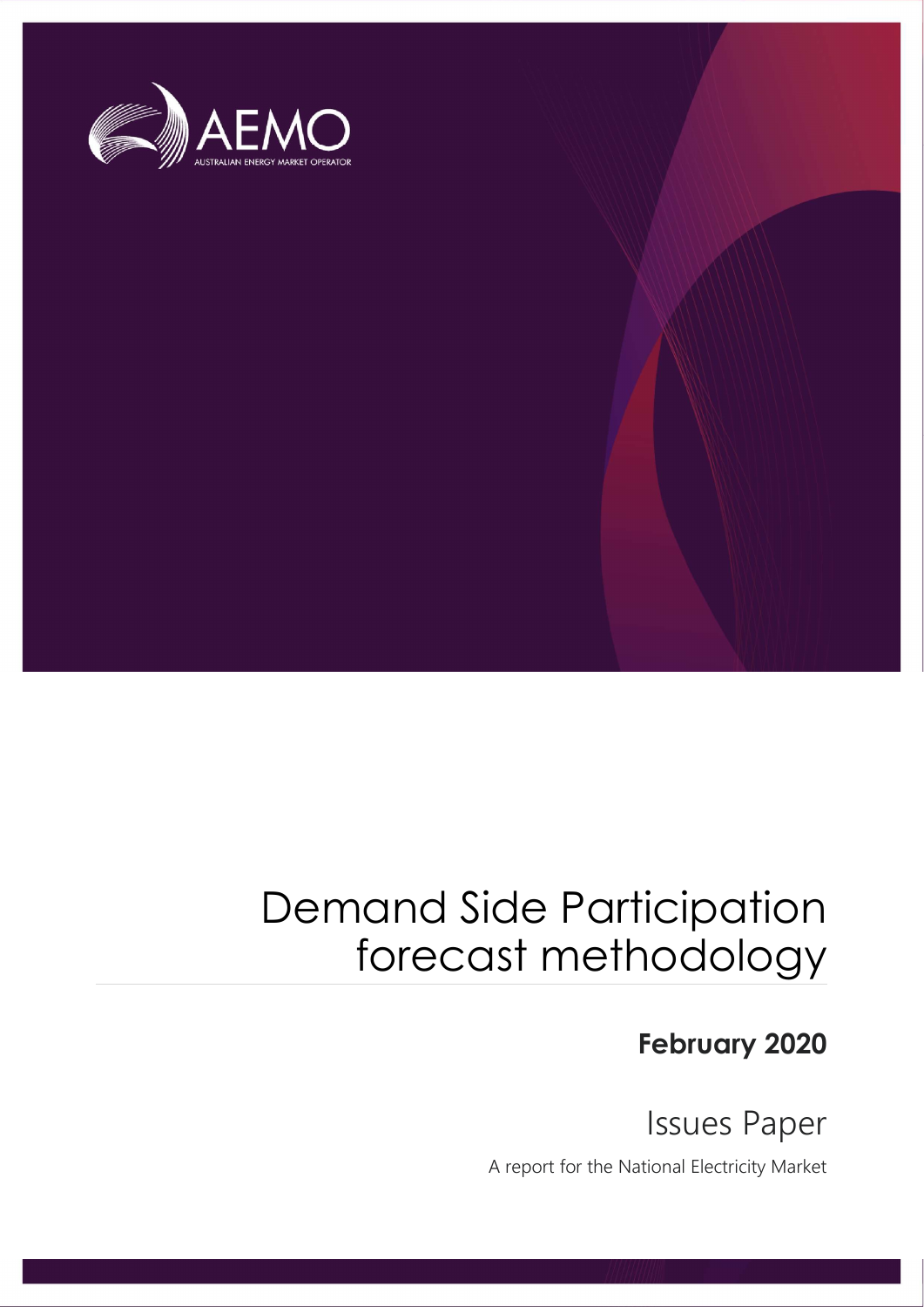AEMO

AUSTRALIAN ENERGY MARKET OPERATOR

# Demand Side Participation forecast methodology

**February 2020**

## Issues Paper

A report for the National Electricity Market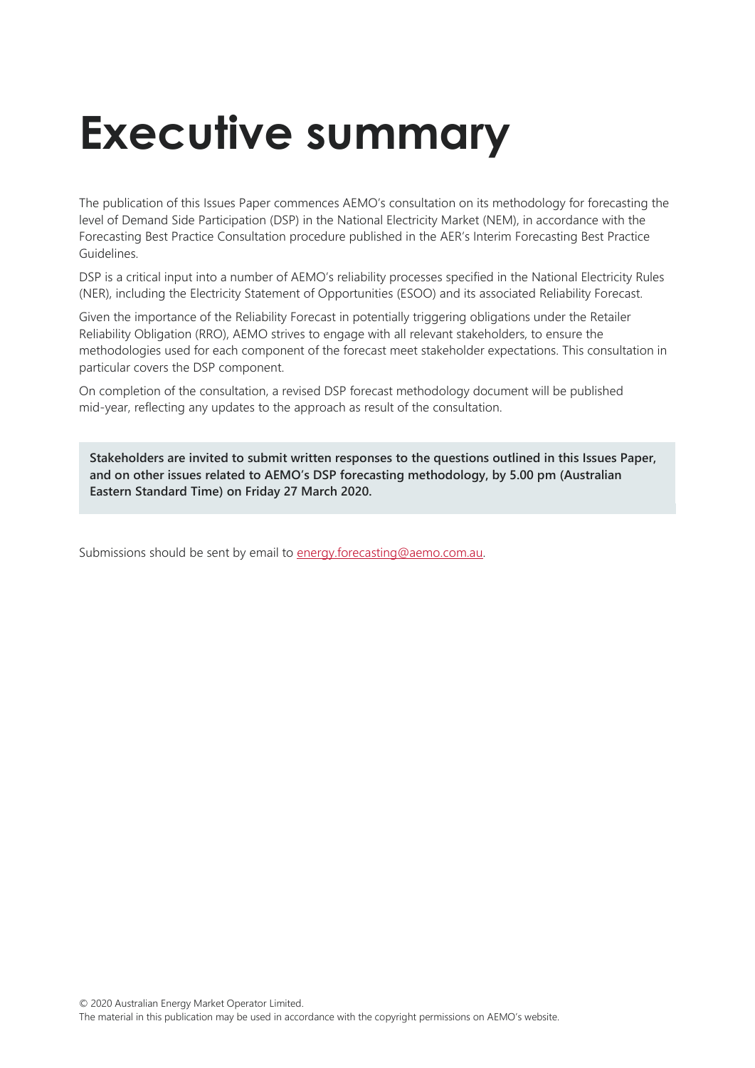# Executive summary

The publication of this Issues Paper commences AEMO's consultation on its methodology for forecasting the level of Demand Side Participation (DSP) in the National Electricity Market (NEM), in accordance with the Forecasting Best Practice Consultation procedure published in the AER's Interim Forecasting Best Practice Guidelines.

DSP is a critical input into a number of AEMO's reliability processes specified in the National Electricity Rules (NER), including the Electricity Statement of Opportunities (ESOO) and its associated Reliability Forecast.

Given the importance of the Reliability Forecast in potentially triggering obligations under the Retailer Reliability Obligation (RRO), AEMO strives to engage with all relevant stakeholders, to ensure the methodologies used for each component of the forecast meet stakeholder expectations. This consultation in particular covers the DSP component.

On completion of the consultation, a revised DSP forecast methodology document will be published mid-year, reflecting any updates to the approach as result of the consultation.

**Stakeholders are invited to submit written responses to the questions outlined in this Issues Paper, and on other issues related to AEMO's DSP forecasting methodology, by 5.00 pm (Australian Eastern Standard Time) on Friday 27 March 2020.**

Submissions should be sent by email to energy.forecasting@aemo.com.au.

© 2020 Australian Energy Market Operator Limited.
The material in this publication may be used in accordance with the copyright permissions on AEMO's website.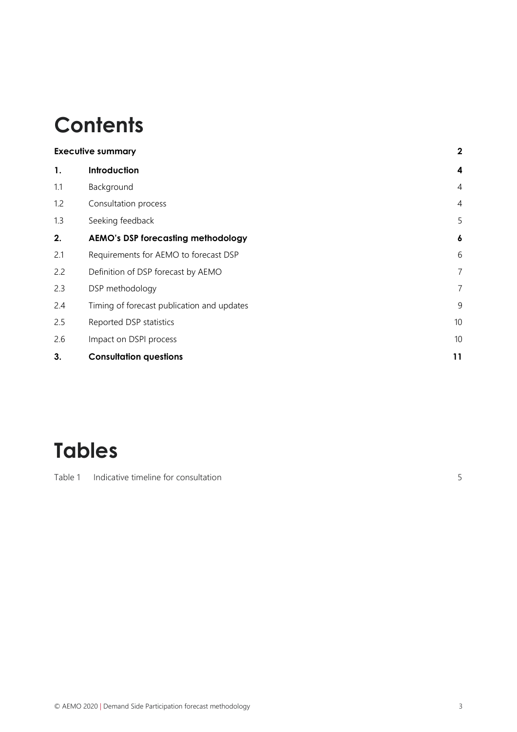# Contents

| | | |
|---|---|---|
| **Executive summary** | | **2** |
| **1.** | **Introduction** | **4** |
| 1.1 | Background | 4 |
| 1.2 | Consultation process | 4 |
| 1.3 | Seeking feedback | 5 |
| **2.** | **AEMO's DSP forecasting methodology** | **6** |
| 2.1 | Requirements for AEMO to forecast DSP | 6 |
| 2.2 | Definition of DSP forecast by AEMO | 7 |
| 2.3 | DSP methodology | 7 |
| 2.4 | Timing of forecast publication and updates | 9 |
| 2.5 | Reported DSP statistics | 10 |
| 2.6 | Impact on DSPI process | 10 |
| **3.** | **Consultation questions** | **11** |

# Tables

| | | |
|---|---|---|
| Table 1 | Indicative timeline for consultation | 5 |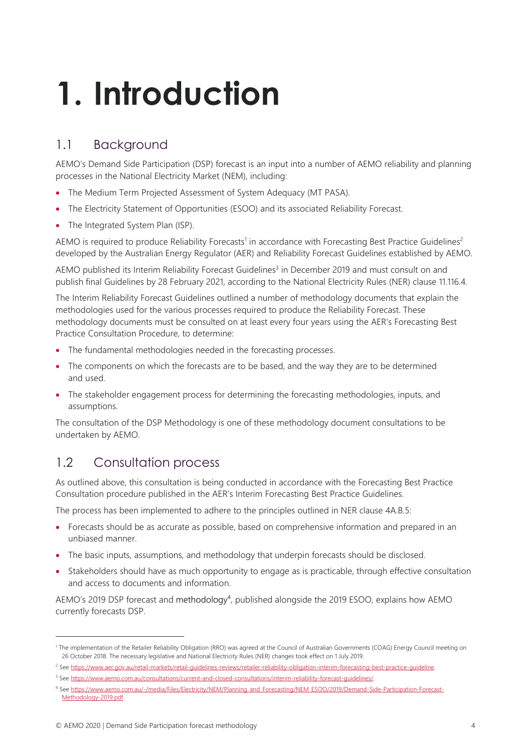# 1. Introduction

## 1.1 Background

AEMO's Demand Side Participation (DSP) forecast is an input into a number of AEMO reliability and planning processes in the National Electricity Market (NEM), including:

- The Medium Term Projected Assessment of System Adequacy (MT PASA).
- The Electricity Statement of Opportunities (ESOO) and its associated Reliability Forecast.
- The Integrated System Plan (ISP).

AEMO is required to produce Reliability Forecasts[1] in accordance with Forecasting Best Practice Guidelines[2] developed by the Australian Energy Regulator (AER) and Reliability Forecast Guidelines established by AEMO.

AEMO published its Interim Reliability Forecast Guidelines[3] in December 2019 and must consult on and publish final Guidelines by 28 February 2021, according to the National Electricity Rules (NER) clause 11.116.4.

The Interim Reliability Forecast Guidelines outlined a number of methodology documents that explain the methodologies used for the various processes required to produce the Reliability Forecast. These methodology documents must be consulted on at least every four years using the AER's Forecasting Best Practice Consultation Procedure, to determine:

- The fundamental methodologies needed in the forecasting processes.
- The components on which the forecasts are to be based, and the way they are to be determined and used.
- The stakeholder engagement process for determining the forecasting methodologies, inputs, and assumptions.

The consultation of the DSP Methodology is one of these methodology document consultations to be undertaken by AEMO.

## 1.2 Consultation process

As outlined above, this consultation is being conducted in accordance with the Forecasting Best Practice Consultation procedure published in the AER's Interim Forecasting Best Practice Guidelines.

The process has been implemented to adhere to the principles outlined in NER clause 4A.B.5:

- Forecasts should be as accurate as possible, based on comprehensive information and prepared in an unbiased manner.
- The basic inputs, assumptions, and methodology that underpin forecasts should be disclosed.
- Stakeholders should have as much opportunity to engage as is practicable, through effective consultation and access to documents and information.

AEMO's 2019 DSP forecast and methodology[4], published alongside the 2019 ESOO, explains how AEMO currently forecasts DSP.

---

[1] The implementation of the Retailer Reliability Obligation (RRO) was agreed at the Council of Australian Governments (COAG) Energy Council meeting on 26 October 2018. The necessary legislative and National Electricity Rules (NER) changes took effect on 1 July 2019.

[2] See https://www.aer.gov.au/retail-markets/retail-guidelines-reviews/retailer-reliability-obligation-interim-forecasting-best-practice-guideline.

[3] See https://www.aemo.com.au/consultations/current-and-closed-consultations/interim-reliability-forecast-guidelines/.

[4] See https://www.aemo.com.au/-/media/Files/Electricity/NEM/Planning_and_Forecasting/NEM_ESOO/2019/Demand-Side-Participation-Forecast-Methodology-2019.pdf.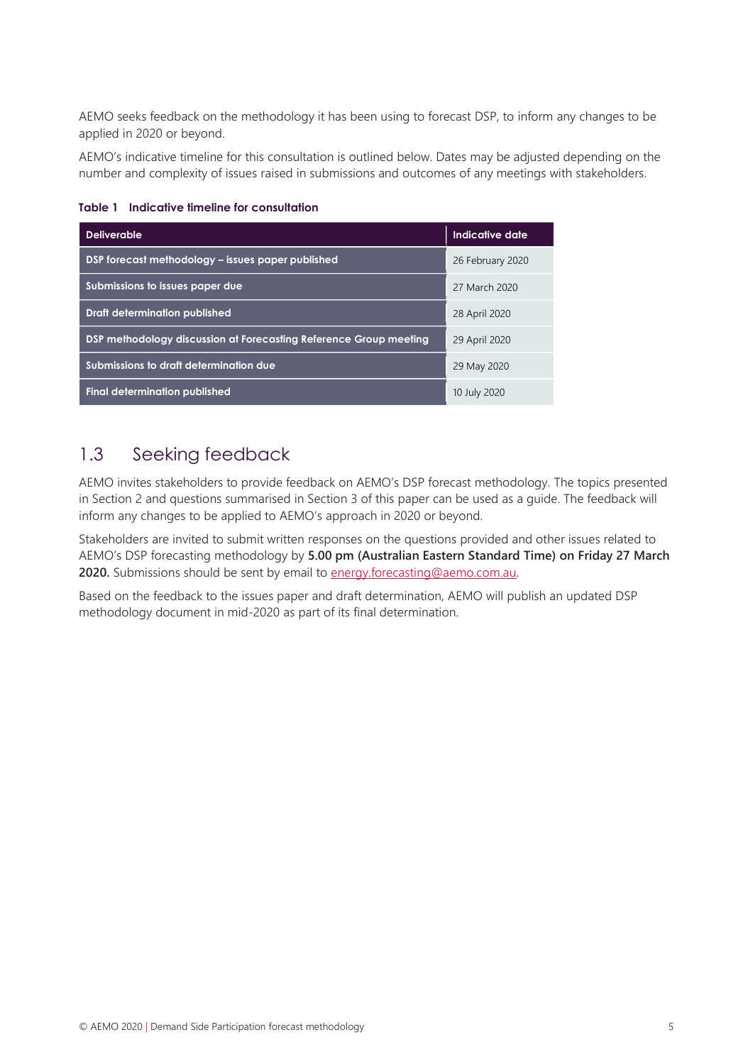AEMO seeks feedback on the methodology it has been using to forecast DSP, to inform any changes to be applied in 2020 or beyond.

AEMO's indicative timeline for this consultation is outlined below. Dates may be adjusted depending on the number and complexity of issues raised in submissions and outcomes of any meetings with stakeholders.

**Table 1 Indicative timeline for consultation**

| Deliverable | Indicative date |
|---|---|
| DSP forecast methodology – issues paper published | 26 February 2020 |
| Submissions to issues paper due | 27 March 2020 |
| Draft determination published | 28 April 2020 |
| DSP methodology discussion at Forecasting Reference Group meeting | 29 April 2020 |
| Submissions to draft determination due | 29 May 2020 |
| Final determination published | 10 July 2020 |

## 1.3 Seeking feedback

AEMO invites stakeholders to provide feedback on AEMO's DSP forecast methodology. The topics presented in Section 2 and questions summarised in Section 3 of this paper can be used as a guide. The feedback will inform any changes to be applied to AEMO's approach in 2020 or beyond.

Stakeholders are invited to submit written responses on the questions provided and other issues related to AEMO's DSP forecasting methodology by **5.00 pm (Australian Eastern Standard Time) on Friday 27 March 2020.** Submissions should be sent by email to energy.forecasting@aemo.com.au.

Based on the feedback to the issues paper and draft determination, AEMO will publish an updated DSP methodology document in mid-2020 as part of its final determination.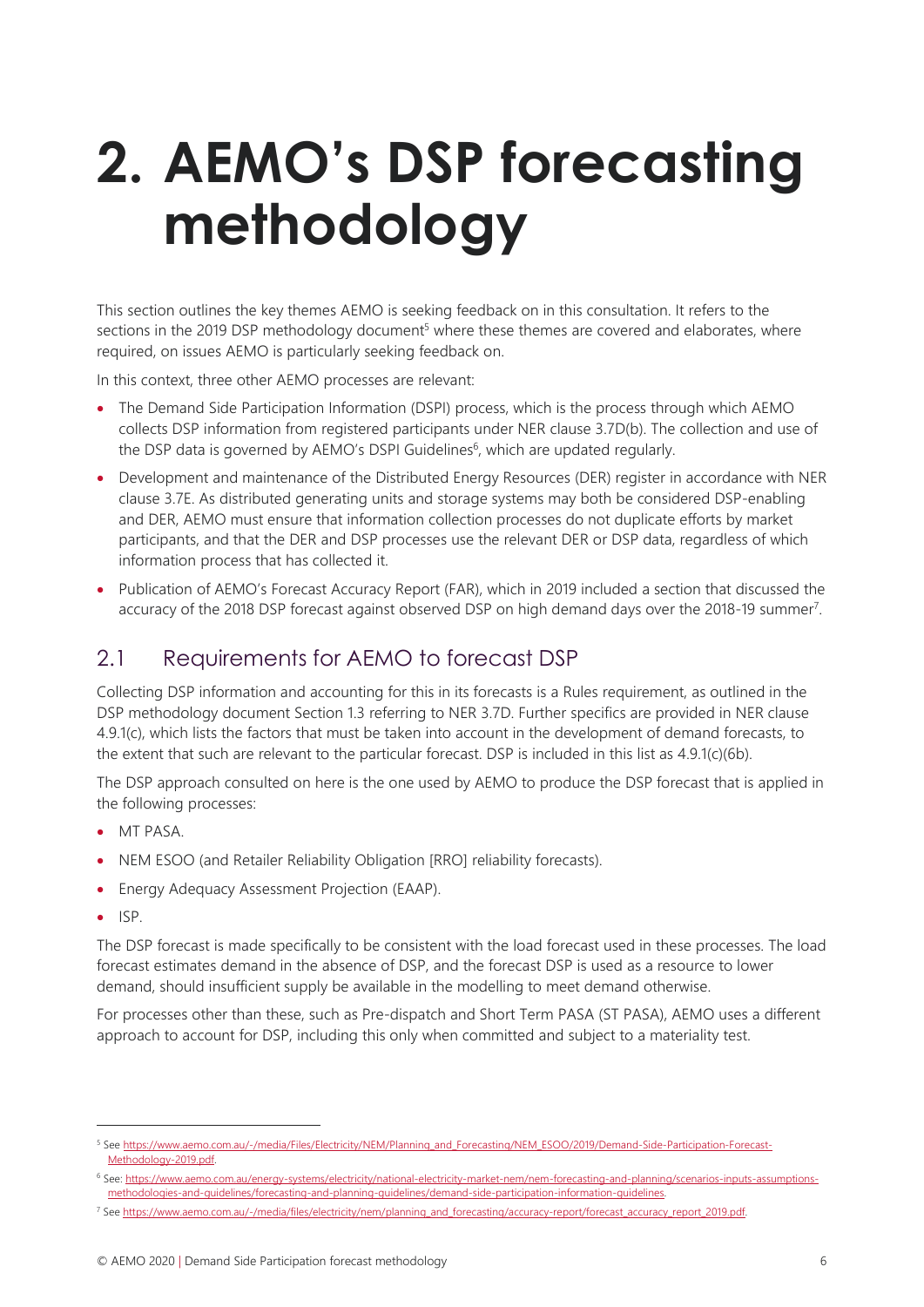# 2. AEMO's DSP forecasting methodology

This section outlines the key themes AEMO is seeking feedback on in this consultation. It refers to the sections in the 2019 DSP methodology document[5] where these themes are covered and elaborates, where required, on issues AEMO is particularly seeking feedback on.

In this context, three other AEMO processes are relevant:

- The Demand Side Participation Information (DSPI) process, which is the process through which AEMO collects DSP information from registered participants under NER clause 3.7D(b). The collection and use of the DSP data is governed by AEMO's DSPI Guidelines[6], which are updated regularly.
- Development and maintenance of the Distributed Energy Resources (DER) register in accordance with NER clause 3.7E. As distributed generating units and storage systems may both be considered DSP-enabling and DER, AEMO must ensure that information collection processes do not duplicate efforts by market participants, and that the DER and DSP processes use the relevant DER or DSP data, regardless of which information process that has collected it.
- Publication of AEMO's Forecast Accuracy Report (FAR), which in 2019 included a section that discussed the accuracy of the 2018 DSP forecast against observed DSP on high demand days over the 2018-19 summer[7].

## 2.1 Requirements for AEMO to forecast DSP

Collecting DSP information and accounting for this in its forecasts is a Rules requirement, as outlined in the DSP methodology document Section 1.3 referring to NER 3.7D. Further specifics are provided in NER clause 4.9.1(c), which lists the factors that must be taken into account in the development of demand forecasts, to the extent that such are relevant to the particular forecast. DSP is included in this list as 4.9.1(c)(6b).

The DSP approach consulted on here is the one used by AEMO to produce the DSP forecast that is applied in the following processes:

- MT PASA.
- NEM ESOO (and Retailer Reliability Obligation [RRO] reliability forecasts).
- Energy Adequacy Assessment Projection (EAAP).
- ISP.

The DSP forecast is made specifically to be consistent with the load forecast used in these processes. The load forecast estimates demand in the absence of DSP, and the forecast DSP is used as a resource to lower demand, should insufficient supply be available in the modelling to meet demand otherwise.

For processes other than these, such as Pre-dispatch and Short Term PASA (ST PASA), AEMO uses a different approach to account for DSP, including this only when committed and subject to a materiality test.

---

[5] See https://www.aemo.com.au/-/media/Files/Electricity/NEM/Planning_and_Forecasting/NEM_ESOO/2019/Demand-Side-Participation-Forecast-Methodology-2019.pdf.

[6] See: https://www.aemo.com.au/energy-systems/electricity/national-electricity-market-nem/nem-forecasting-and-planning/scenarios-inputs-assumptions-methodologies-and-guidelines/forecasting-and-planning-guidelines/demand-side-participation-information-guidelines.

[7] See https://www.aemo.com.au/-/media/files/electricity/nem/planning_and_forecasting/accuracy-report/forecast_accuracy_report_2019.pdf.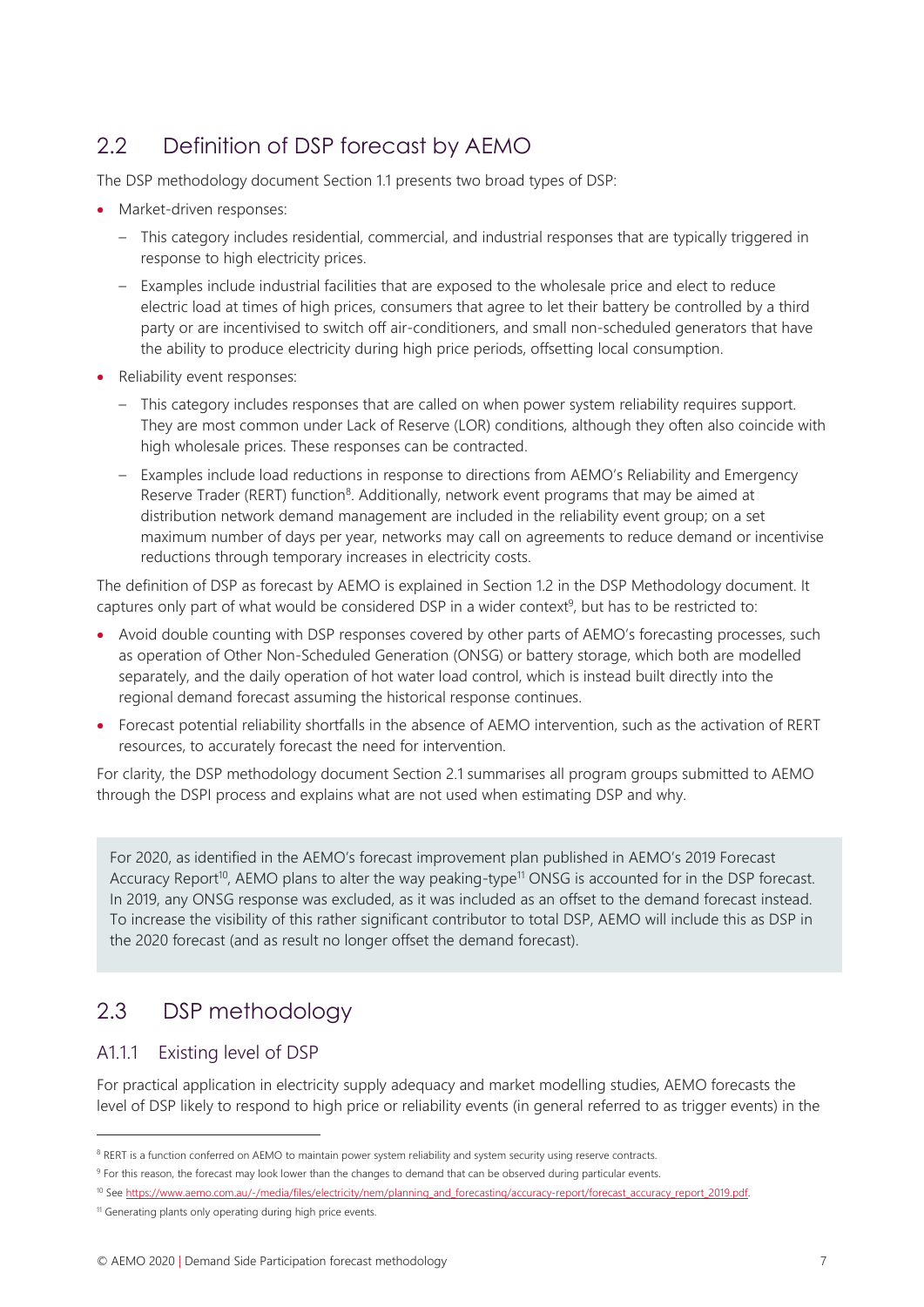## 2.2 Definition of DSP forecast by AEMO

The DSP methodology document Section 1.1 presents two broad types of DSP:

- Market-driven responses:
  - This category includes residential, commercial, and industrial responses that are typically triggered in response to high electricity prices.
  - Examples include industrial facilities that are exposed to the wholesale price and elect to reduce electric load at times of high prices, consumers that agree to let their battery be controlled by a third party or are incentivised to switch off air-conditioners, and small non-scheduled generators that have the ability to produce electricity during high price periods, offsetting local consumption.
- Reliability event responses:
  - This category includes responses that are called on when power system reliability requires support. They are most common under Lack of Reserve (LOR) conditions, although they often also coincide with high wholesale prices. These responses can be contracted.
  - Examples include load reductions in response to directions from AEMO's Reliability and Emergency Reserve Trader (RERT) function[8]. Additionally, network event programs that may be aimed at distribution network demand management are included in the reliability event group; on a set maximum number of days per year, networks may call on agreements to reduce demand or incentivise reductions through temporary increases in electricity costs.

The definition of DSP as forecast by AEMO is explained in Section 1.2 in the DSP Methodology document. It captures only part of what would be considered DSP in a wider context[9], but has to be restricted to:

- Avoid double counting with DSP responses covered by other parts of AEMO's forecasting processes, such as operation of Other Non-Scheduled Generation (ONSG) or battery storage, which both are modelled separately, and the daily operation of hot water load control, which is instead built directly into the regional demand forecast assuming the historical response continues.
- Forecast potential reliability shortfalls in the absence of AEMO intervention, such as the activation of RERT resources, to accurately forecast the need for intervention.

For clarity, the DSP methodology document Section 2.1 summarises all program groups submitted to AEMO through the DSPI process and explains what are not used when estimating DSP and why.

> For 2020, as identified in the AEMO's forecast improvement plan published in AEMO's 2019 Forecast Accuracy Report[10], AEMO plans to alter the way peaking-type[11] ONSG is accounted for in the DSP forecast. In 2019, any ONSG response was excluded, as it was included as an offset to the demand forecast instead. To increase the visibility of this rather significant contributor to total DSP, AEMO will include this as DSP in the 2020 forecast (and as result no longer offset the demand forecast).

## 2.3 DSP methodology

### A1.1.1 Existing level of DSP

For practical application in electricity supply adequacy and market modelling studies, AEMO forecasts the level of DSP likely to respond to high price or reliability events (in general referred to as trigger events) in the

---

[8] RERT is a function conferred on AEMO to maintain power system reliability and system security using reserve contracts.

[9] For this reason, the forecast may look lower than the changes to demand that can be observed during particular events.

[10] See https://www.aemo.com.au/-/media/files/electricity/nem/planning_and_forecasting/accuracy-report/forecast_accuracy_report_2019.pdf.

[11] Generating plants only operating during high price events.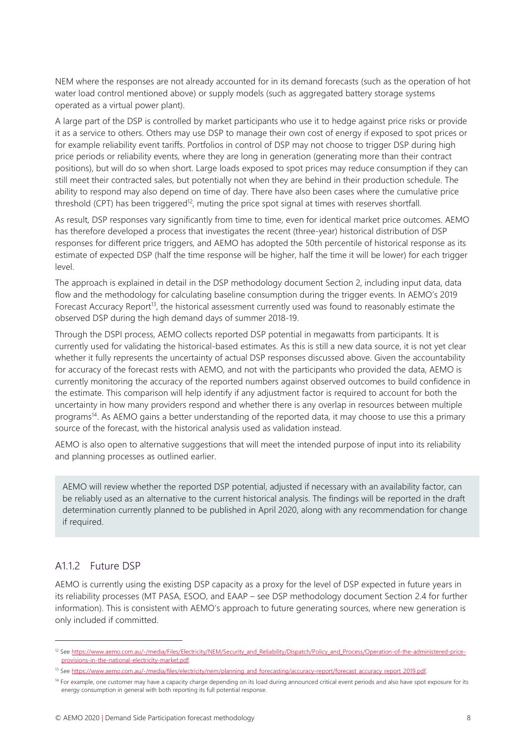NEM where the responses are not already accounted for in its demand forecasts (such as the operation of hot water load control mentioned above) or supply models (such as aggregated battery storage systems operated as a virtual power plant).

A large part of the DSP is controlled by market participants who use it to hedge against price risks or provide it as a service to others. Others may use DSP to manage their own cost of energy if exposed to spot prices or for example reliability event tariffs. Portfolios in control of DSP may not choose to trigger DSP during high price periods or reliability events, where they are long in generation (generating more than their contract positions), but will do so when short. Large loads exposed to spot prices may reduce consumption if they can still meet their contracted sales, but potentially not when they are behind in their production schedule. The ability to respond may also depend on time of day. There have also been cases where the cumulative price threshold (CPT) has been triggered[12], muting the price spot signal at times with reserves shortfall.

As result, DSP responses vary significantly from time to time, even for identical market price outcomes. AEMO has therefore developed a process that investigates the recent (three-year) historical distribution of DSP responses for different price triggers, and AEMO has adopted the 50th percentile of historical response as its estimate of expected DSP (half the time response will be higher, half the time it will be lower) for each trigger level.

The approach is explained in detail in the DSP methodology document Section 2, including input data, data flow and the methodology for calculating baseline consumption during the trigger events. In AEMO's 2019 Forecast Accuracy Report[13], the historical assessment currently used was found to reasonably estimate the observed DSP during the high demand days of summer 2018-19.

Through the DSPI process, AEMO collects reported DSP potential in megawatts from participants. It is currently used for validating the historical-based estimates. As this is still a new data source, it is not yet clear whether it fully represents the uncertainty of actual DSP responses discussed above. Given the accountability for accuracy of the forecast rests with AEMO, and not with the participants who provided the data, AEMO is currently monitoring the accuracy of the reported numbers against observed outcomes to build confidence in the estimate. This comparison will help identify if any adjustment factor is required to account for both the uncertainty in how many providers respond and whether there is any overlap in resources between multiple programs[14]. As AEMO gains a better understanding of the reported data, it may choose to use this a primary source of the forecast, with the historical analysis used as validation instead.

AEMO is also open to alternative suggestions that will meet the intended purpose of input into its reliability and planning processes as outlined earlier.

> AEMO will review whether the reported DSP potential, adjusted if necessary with an availability factor, can be reliably used as an alternative to the current historical analysis. The findings will be reported in the draft determination currently planned to be published in April 2020, along with any recommendation for change if required.

### A1.1.2 Future DSP

AEMO is currently using the existing DSP capacity as a proxy for the level of DSP expected in future years in its reliability processes (MT PASA, ESOO, and EAAP – see DSP methodology document Section 2.4 for further information). This is consistent with AEMO's approach to future generating sources, where new generation is only included if committed.

---

[12] See https://www.aemo.com.au/-/media/Files/Electricity/NEM/Security_and_Reliability/Dispatch/Policy_and_Process/Operation-of-the-administered-price-provisions-in-the-national-electricity-market.pdf.

[13] See https://www.aemo.com.au/-/media/files/electricity/nem/planning_and_forecasting/accuracy-report/forecast_accuracy_report_2019.pdf.

[14] For example, one customer may have a capacity charge depending on its load during announced critical event periods and also have spot exposure for its energy consumption in general with both reporting its full potential response.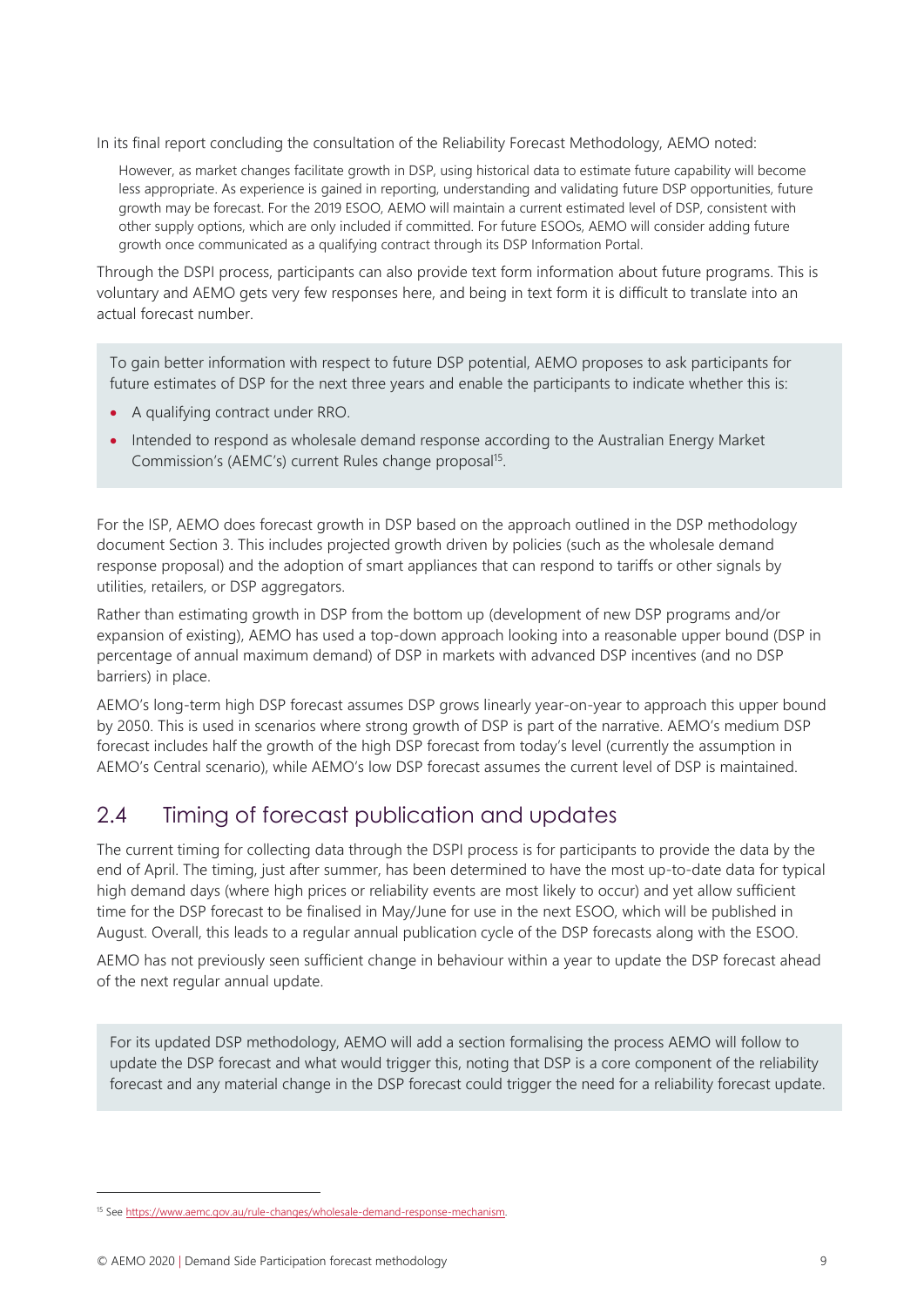In its final report concluding the consultation of the Reliability Forecast Methodology, AEMO noted:

> However, as market changes facilitate growth in DSP, using historical data to estimate future capability will become less appropriate. As experience is gained in reporting, understanding and validating future DSP opportunities, future growth may be forecast. For the 2019 ESOO, AEMO will maintain a current estimated level of DSP, consistent with other supply options, which are only included if committed. For future ESOOs, AEMO will consider adding future growth once communicated as a qualifying contract through its DSP Information Portal.

Through the DSPI process, participants can also provide text form information about future programs. This is voluntary and AEMO gets very few responses here, and being in text form it is difficult to translate into an actual forecast number.

> To gain better information with respect to future DSP potential, AEMO proposes to ask participants for future estimates of DSP for the next three years and enable the participants to indicate whether this is:
>
> - A qualifying contract under RRO.
> - Intended to respond as wholesale demand response according to the Australian Energy Market Commission's (AEMC's) current Rules change proposal[15].

For the ISP, AEMO does forecast growth in DSP based on the approach outlined in the DSP methodology document Section 3. This includes projected growth driven by policies (such as the wholesale demand response proposal) and the adoption of smart appliances that can respond to tariffs or other signals by utilities, retailers, or DSP aggregators.

Rather than estimating growth in DSP from the bottom up (development of new DSP programs and/or expansion of existing), AEMO has used a top-down approach looking into a reasonable upper bound (DSP in percentage of annual maximum demand) of DSP in markets with advanced DSP incentives (and no DSP barriers) in place.

AEMO's long-term high DSP forecast assumes DSP grows linearly year-on-year to approach this upper bound by 2050. This is used in scenarios where strong growth of DSP is part of the narrative. AEMO's medium DSP forecast includes half the growth of the high DSP forecast from today's level (currently the assumption in AEMO's Central scenario), while AEMO's low DSP forecast assumes the current level of DSP is maintained.

## 2.4 Timing of forecast publication and updates

The current timing for collecting data through the DSPI process is for participants to provide the data by the end of April. The timing, just after summer, has been determined to have the most up-to-date data for typical high demand days (where high prices or reliability events are most likely to occur) and yet allow sufficient time for the DSP forecast to be finalised in May/June for use in the next ESOO, which will be published in August. Overall, this leads to a regular annual publication cycle of the DSP forecasts along with the ESOO.

AEMO has not previously seen sufficient change in behaviour within a year to update the DSP forecast ahead of the next regular annual update.

> For its updated DSP methodology, AEMO will add a section formalising the process AEMO will follow to update the DSP forecast and what would trigger this, noting that DSP is a core component of the reliability forecast and any material change in the DSP forecast could trigger the need for a reliability forecast update.

[15] See https://www.aemc.gov.au/rule-changes/wholesale-demand-response-mechanism.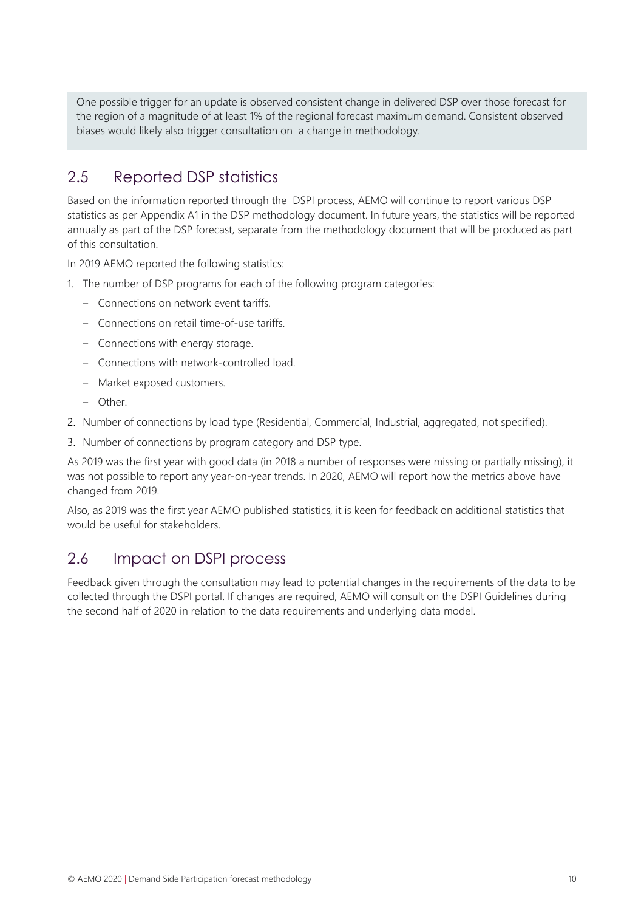One possible trigger for an update is observed consistent change in delivered DSP over those forecast for the region of a magnitude of at least 1% of the regional forecast maximum demand. Consistent observed biases would likely also trigger consultation on a change in methodology.

## 2.5 Reported DSP statistics

Based on the information reported through the DSPI process, AEMO will continue to report various DSP statistics as per Appendix A1 in the DSP methodology document. In future years, the statistics will be reported annually as part of the DSP forecast, separate from the methodology document that will be produced as part of this consultation.

In 2019 AEMO reported the following statistics:

1. The number of DSP programs for each of the following program categories:
   - Connections on network event tariffs.
   - Connections on retail time-of-use tariffs.
   - Connections with energy storage.
   - Connections with network-controlled load.
   - Market exposed customers.
   - Other.
2. Number of connections by load type (Residential, Commercial, Industrial, aggregated, not specified).
3. Number of connections by program category and DSP type.

As 2019 was the first year with good data (in 2018 a number of responses were missing or partially missing), it was not possible to report any year-on-year trends. In 2020, AEMO will report how the metrics above have changed from 2019.

Also, as 2019 was the first year AEMO published statistics, it is keen for feedback on additional statistics that would be useful for stakeholders.

## 2.6 Impact on DSPI process

Feedback given through the consultation may lead to potential changes in the requirements of the data to be collected through the DSPI portal. If changes are required, AEMO will consult on the DSPI Guidelines during the second half of 2020 in relation to the data requirements and underlying data model.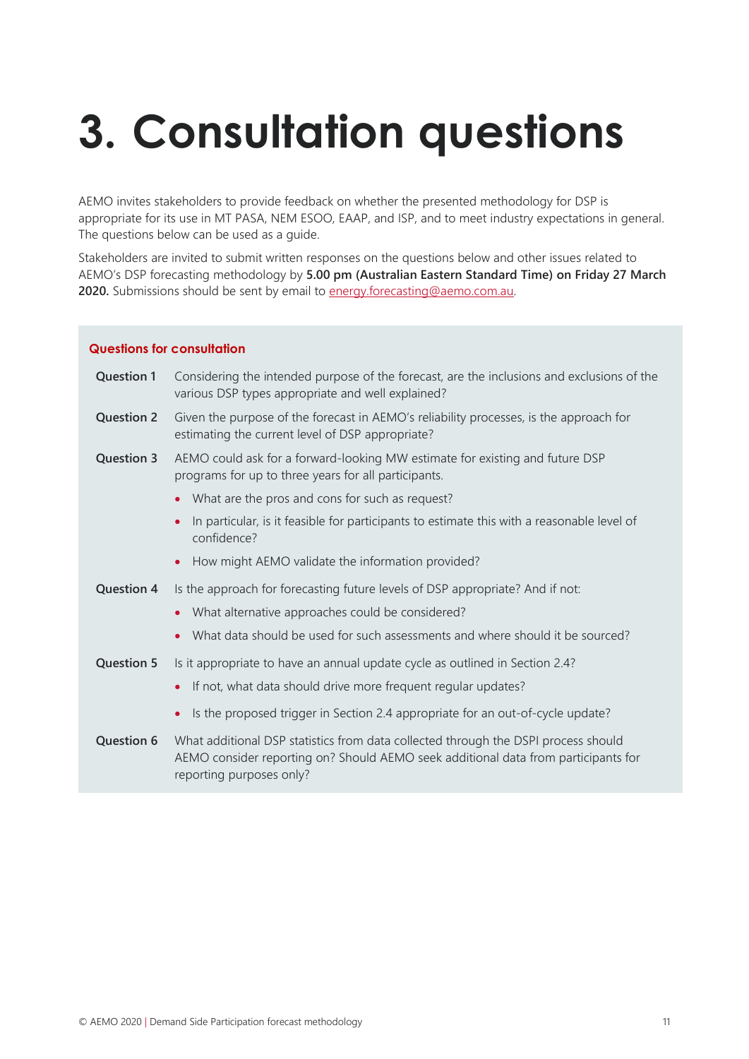# 3. Consultation questions

AEMO invites stakeholders to provide feedback on whether the presented methodology for DSP is appropriate for its use in MT PASA, NEM ESOO, EAAP, and ISP, and to meet industry expectations in general. The questions below can be used as a guide.

Stakeholders are invited to submit written responses on the questions below and other issues related to AEMO's DSP forecasting methodology by **5.00 pm (Australian Eastern Standard Time) on Friday 27 March 2020.** Submissions should be sent by email to energy.forecasting@aemo.com.au.

**Questions for consultation**

**Question 1** Considering the intended purpose of the forecast, are the inclusions and exclusions of the various DSP types appropriate and well explained?

**Question 2** Given the purpose of the forecast in AEMO's reliability processes, is the approach for estimating the current level of DSP appropriate?

**Question 3** AEMO could ask for a forward-looking MW estimate for existing and future DSP programs for up to three years for all participants.

- What are the pros and cons for such as request?
- In particular, is it feasible for participants to estimate this with a reasonable level of confidence?
- How might AEMO validate the information provided?

**Question 4** Is the approach for forecasting future levels of DSP appropriate? And if not:

- What alternative approaches could be considered?
- What data should be used for such assessments and where should it be sourced?

**Question 5** Is it appropriate to have an annual update cycle as outlined in Section 2.4?

- If not, what data should drive more frequent regular updates?
- Is the proposed trigger in Section 2.4 appropriate for an out-of-cycle update?

**Question 6** What additional DSP statistics from data collected through the DSPI process should AEMO consider reporting on? Should AEMO seek additional data from participants for reporting purposes only?